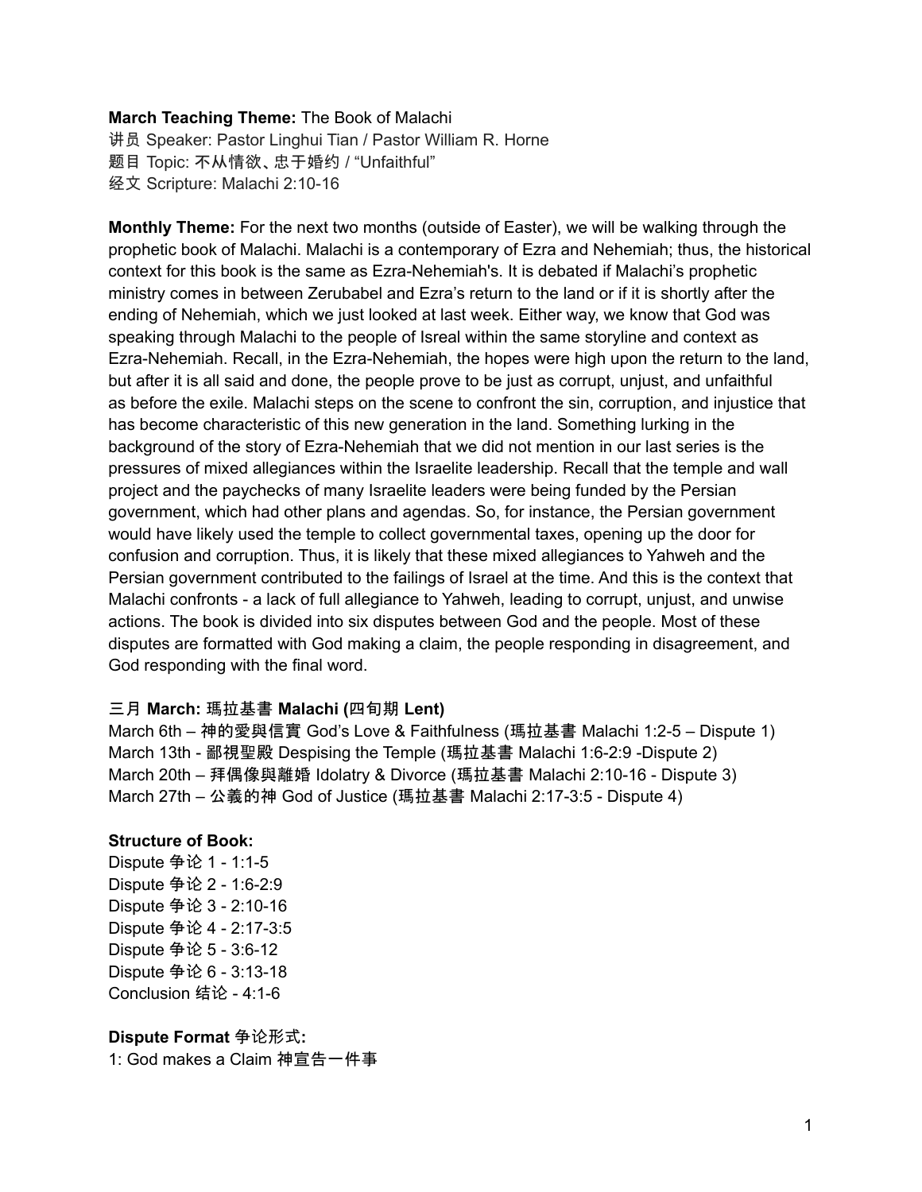**March Teaching Theme:** The Book of Malachi
讲员 Speaker: Pastor Linghui Tian / Pastor William R. Horne
题目 Topic: 不从情欲、忠于婚约 / “Unfaithful”
经文 Scripture: Malachi 2:10-16

**Monthly Theme:** For the next two months (outside of Easter), we will be walking through the prophetic book of Malachi. Malachi is a contemporary of Ezra and Nehemiah; thus, the historical context for this book is the same as Ezra-Nehemiah's. It is debated if Malachi's prophetic ministry comes in between Zerubabel and Ezra's return to the land or if it is shortly after the ending of Nehemiah, which we just looked at last week. Either way, we know that God was speaking through Malachi to the people of Isreal within the same storyline and context as Ezra-Nehemiah. Recall, in the Ezra-Nehemiah, the hopes were high upon the return to the land, but after it is all said and done, the people prove to be just as corrupt, unjust, and unfaithful as before the exile. Malachi steps on the scene to confront the sin, corruption, and injustice that has become characteristic of this new generation in the land. Something lurking in the background of the story of Ezra-Nehemiah that we did not mention in our last series is the pressures of mixed allegiances within the Israelite leadership. Recall that the temple and wall project and the paychecks of many Israelite leaders were being funded by the Persian government, which had other plans and agendas. So, for instance, the Persian government would have likely used the temple to collect governmental taxes, opening up the door for confusion and corruption. Thus, it is likely that these mixed allegiances to Yahweh and the Persian government contributed to the failings of Israel at the time. And this is the context that Malachi confronts - a lack of full allegiance to Yahweh, leading to corrupt, unjust, and unwise actions. The book is divided into six disputes between God and the people. Most of these disputes are formatted with God making a claim, the people responding in disagreement, and God responding with the final word.

**三月 March: 瑪拉基書 Malachi (四旬期 Lent)**
March 6th – 神的愛與信實 God's Love & Faithfulness (瑪拉基書 Malachi 1:2-5 – Dispute 1)
March 13th - 鄙視聖殿 Despising the Temple (瑪拉基書 Malachi 1:6-2:9 -Dispute 2)
March 20th – 拜偶像與離婚 Idolatry & Divorce (瑪拉基書 Malachi 2:10-16 - Dispute 3)
March 27th – 公義的神 God of Justice (瑪拉基書 Malachi 2:17-3:5 - Dispute 4)

**Structure of Book:**
Dispute 争论 1 - 1:1-5
Dispute 争论 2 - 1:6-2:9
Dispute 争论 3 - 2:10-16
Dispute 争论 4 - 2:17-3:5
Dispute 争论 5 - 3:6-12
Dispute 争论 6 - 3:13-18
Conclusion 结论 - 4:1-6

**Dispute Format 争论形式:**
1: God makes a Claim 神宣告一件事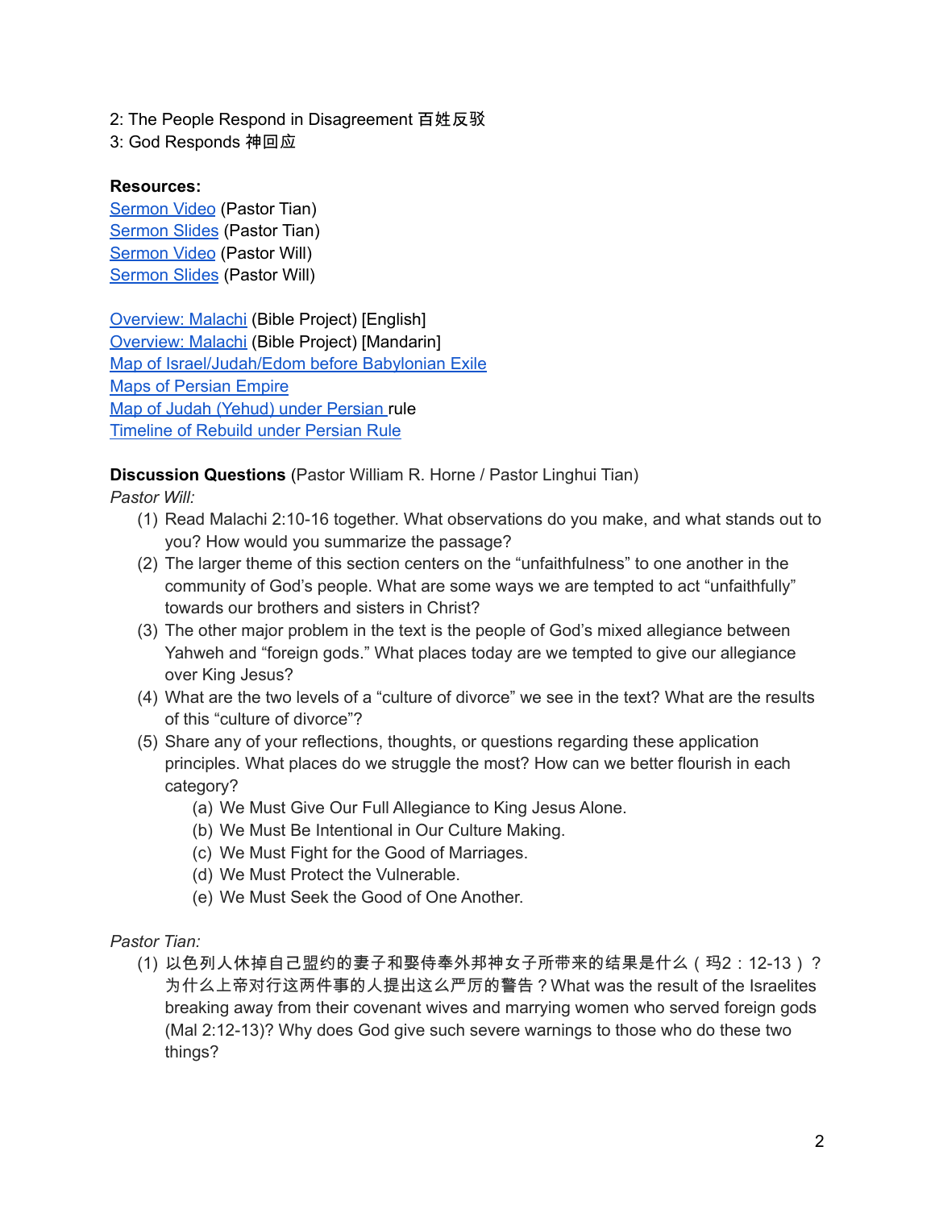2: The People Respond in Disagreement 百姓反驳
3: God Responds 神回应

**Resources:**
Sermon Video (Pastor Tian)
Sermon Slides (Pastor Tian)
Sermon Video (Pastor Will)
Sermon Slides (Pastor Will)

Overview: Malachi (Bible Project) [English]
Overview: Malachi (Bible Project) [Mandarin]
Map of Israel/Judah/Edom before Babylonian Exile
Maps of Persian Empire
Map of Judah (Yehud) under Persian rule
Timeline of Rebuild under Persian Rule

**Discussion Questions** (Pastor William R. Horne / Pastor Linghui Tian)

*Pastor Will:*

(1) Read Malachi 2:10-16 together. What observations do you make, and what stands out to you? How would you summarize the passage?
(2) The larger theme of this section centers on the “unfaithfulness” to one another in the community of God’s people. What are some ways we are tempted to act “unfaithfully” towards our brothers and sisters in Christ?
(3) The other major problem in the text is the people of God’s mixed allegiance between Yahweh and “foreign gods.” What places today are we tempted to give our allegiance over King Jesus?
(4) What are the two levels of a “culture of divorce” we see in the text? What are the results of this “culture of divorce”?
(5) Share any of your reflections, thoughts, or questions regarding these application principles. What places do we struggle the most? How can we better flourish in each category?
    (a) We Must Give Our Full Allegiance to King Jesus Alone.
    (b) We Must Be Intentional in Our Culture Making.
    (c) We Must Fight for the Good of Marriages.
    (d) We Must Protect the Vulnerable.
    (e) We Must Seek the Good of One Another.

*Pastor Tian:*

(1) 以色列人休掉自己盟约的妻子和娶侍奉外邦神女子所带来的结果是什么（玛2：12-13）？为什么上帝对行这两件事的人提出这么严厉的警告？What was the result of the Israelites breaking away from their covenant wives and marrying women who served foreign gods (Mal 2:12-13)? Why does God give such severe warnings to those who do these two things?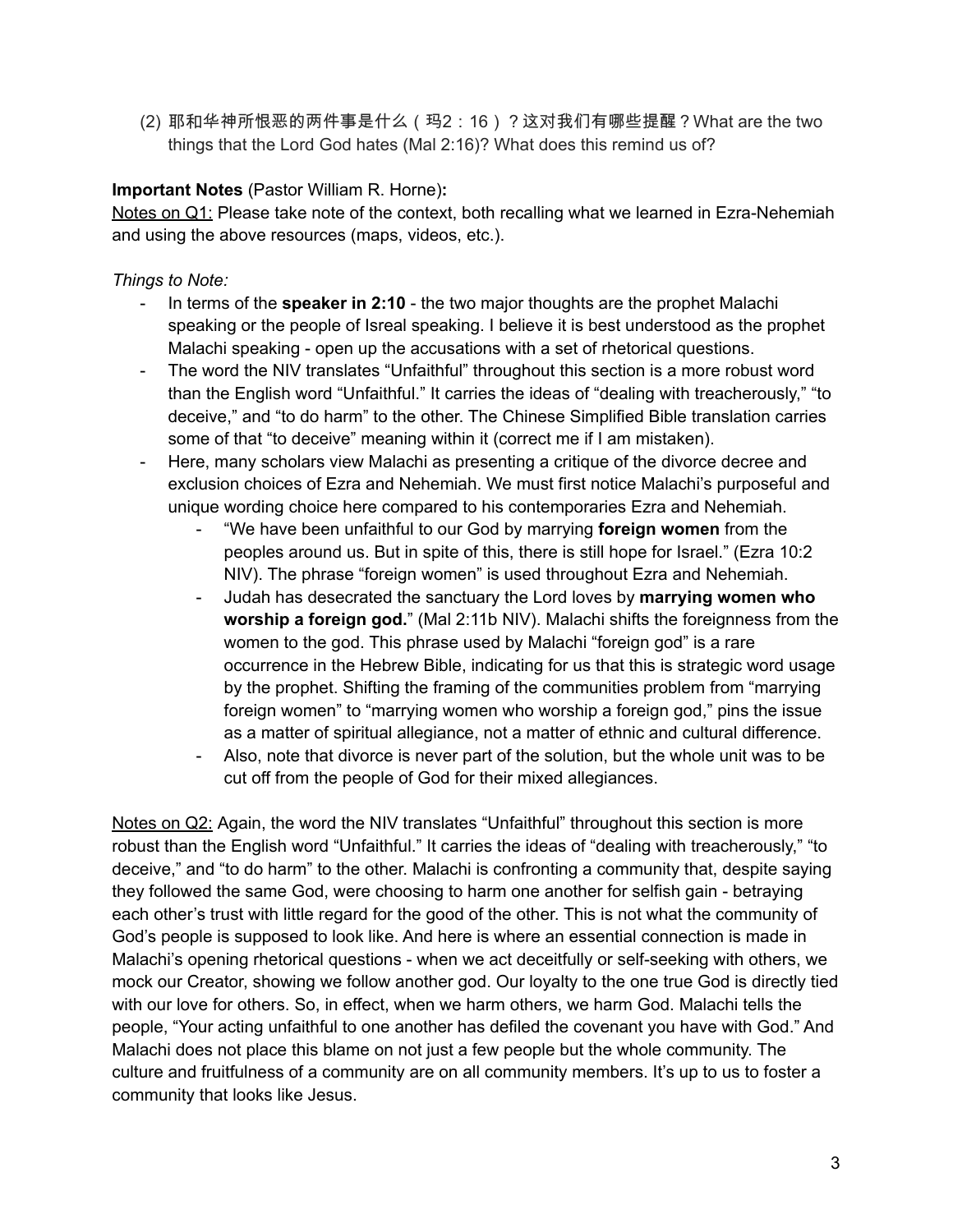(2) 耶和华神所恨恶的两件事是什么（玛2：16）？这对我们有哪些提醒？What are the two things that the Lord God hates (Mal 2:16)? What does this remind us of?

**Important Notes** (Pastor William R. Horne)**:**

<u>Notes on Q1:</u> Please take note of the context, both recalling what we learned in Ezra-Nehemiah and using the above resources (maps, videos, etc.).

*Things to Note:*

- In terms of the **speaker in 2:10** - the two major thoughts are the prophet Malachi speaking or the people of Isreal speaking. I believe it is best understood as the prophet Malachi speaking - open up the accusations with a set of rhetorical questions.
- The word the NIV translates "Unfaithful" throughout this section is a more robust word than the English word "Unfaithful." It carries the ideas of "dealing with treacherously," "to deceive," and "to do harm" to the other. The Chinese Simplified Bible translation carries some of that "to deceive" meaning within it (correct me if I am mistaken).
- Here, many scholars view Malachi as presenting a critique of the divorce decree and exclusion choices of Ezra and Nehemiah. We must first notice Malachi's purposeful and unique wording choice here compared to his contemporaries Ezra and Nehemiah.
    - "We have been unfaithful to our God by marrying **foreign women** from the peoples around us. But in spite of this, there is still hope for Israel." (Ezra 10:2 NIV). The phrase "foreign women" is used throughout Ezra and Nehemiah.
    - Judah has desecrated the sanctuary the Lord loves by **marrying women who worship a foreign god.**" (Mal 2:11b NIV). Malachi shifts the foreignness from the women to the god. This phrase used by Malachi "foreign god" is a rare occurrence in the Hebrew Bible, indicating for us that this is strategic word usage by the prophet. Shifting the framing of the communities problem from "marrying foreign women" to "marrying women who worship a foreign god," pins the issue as a matter of spiritual allegiance, not a matter of ethnic and cultural difference.
    - Also, note that divorce is never part of the solution, but the whole unit was to be cut off from the people of God for their mixed allegiances.

<u>Notes on Q2:</u> Again, the word the NIV translates "Unfaithful" throughout this section is more robust than the English word "Unfaithful." It carries the ideas of "dealing with treacherously," "to deceive," and "to do harm" to the other. Malachi is confronting a community that, despite saying they followed the same God, were choosing to harm one another for selfish gain - betraying each other's trust with little regard for the good of the other. This is not what the community of God's people is supposed to look like. And here is where an essential connection is made in Malachi's opening rhetorical questions - when we act deceitfully or self-seeking with others, we mock our Creator, showing we follow another god. Our loyalty to the one true God is directly tied with our love for others. So, in effect, when we harm others, we harm God. Malachi tells the people, "Your acting unfaithful to one another has defiled the covenant you have with God." And Malachi does not place this blame on not just a few people but the whole community. The culture and fruitfulness of a community are on all community members. It's up to us to foster a community that looks like Jesus.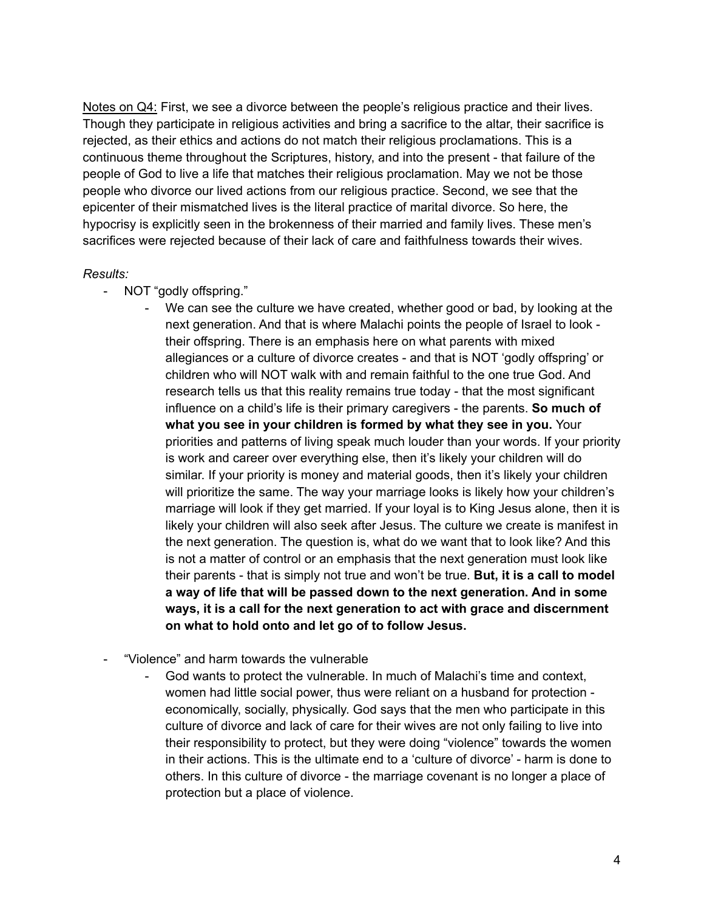Notes on Q4: First, we see a divorce between the people's religious practice and their lives. Though they participate in religious activities and bring a sacrifice to the altar, their sacrifice is rejected, as their ethics and actions do not match their religious proclamations. This is a continuous theme throughout the Scriptures, history, and into the present - that failure of the people of God to live a life that matches their religious proclamation. May we not be those people who divorce our lived actions from our religious practice. Second, we see that the epicenter of their mismatched lives is the literal practice of marital divorce. So here, the hypocrisy is explicitly seen in the brokenness of their married and family lives. These men's sacrifices were rejected because of their lack of care and faithfulness towards their wives.

*Results:*

- NOT "godly offspring."
  - We can see the culture we have created, whether good or bad, by looking at the next generation. And that is where Malachi points the people of Israel to look - their offspring. There is an emphasis here on what parents with mixed allegiances or a culture of divorce creates - and that is NOT 'godly offspring' or children who will NOT walk with and remain faithful to the one true God. And research tells us that this reality remains true today - that the most significant influence on a child's life is their primary caregivers - the parents. **So much of what you see in your children is formed by what they see in you.** Your priorities and patterns of living speak much louder than your words. If your priority is work and career over everything else, then it's likely your children will do similar. If your priority is money and material goods, then it's likely your children will prioritize the same. The way your marriage looks is likely how your children's marriage will look if they get married. If your loyal is to King Jesus alone, then it is likely your children will also seek after Jesus. The culture we create is manifest in the next generation. The question is, what do we want that to look like? And this is not a matter of control or an emphasis that the next generation must look like their parents - that is simply not true and won't be true. **But, it is a call to model a way of life that will be passed down to the next generation. And in some ways, it is a call for the next generation to act with grace and discernment on what to hold onto and let go of to follow Jesus.**

- "Violence" and harm towards the vulnerable
  - God wants to protect the vulnerable. In much of Malachi's time and context, women had little social power, thus were reliant on a husband for protection - economically, socially, physically. God says that the men who participate in this culture of divorce and lack of care for their wives are not only failing to live into their responsibility to protect, but they were doing "violence" towards the women in their actions. This is the ultimate end to a 'culture of divorce' - harm is done to others. In this culture of divorce - the marriage covenant is no longer a place of protection but a place of violence.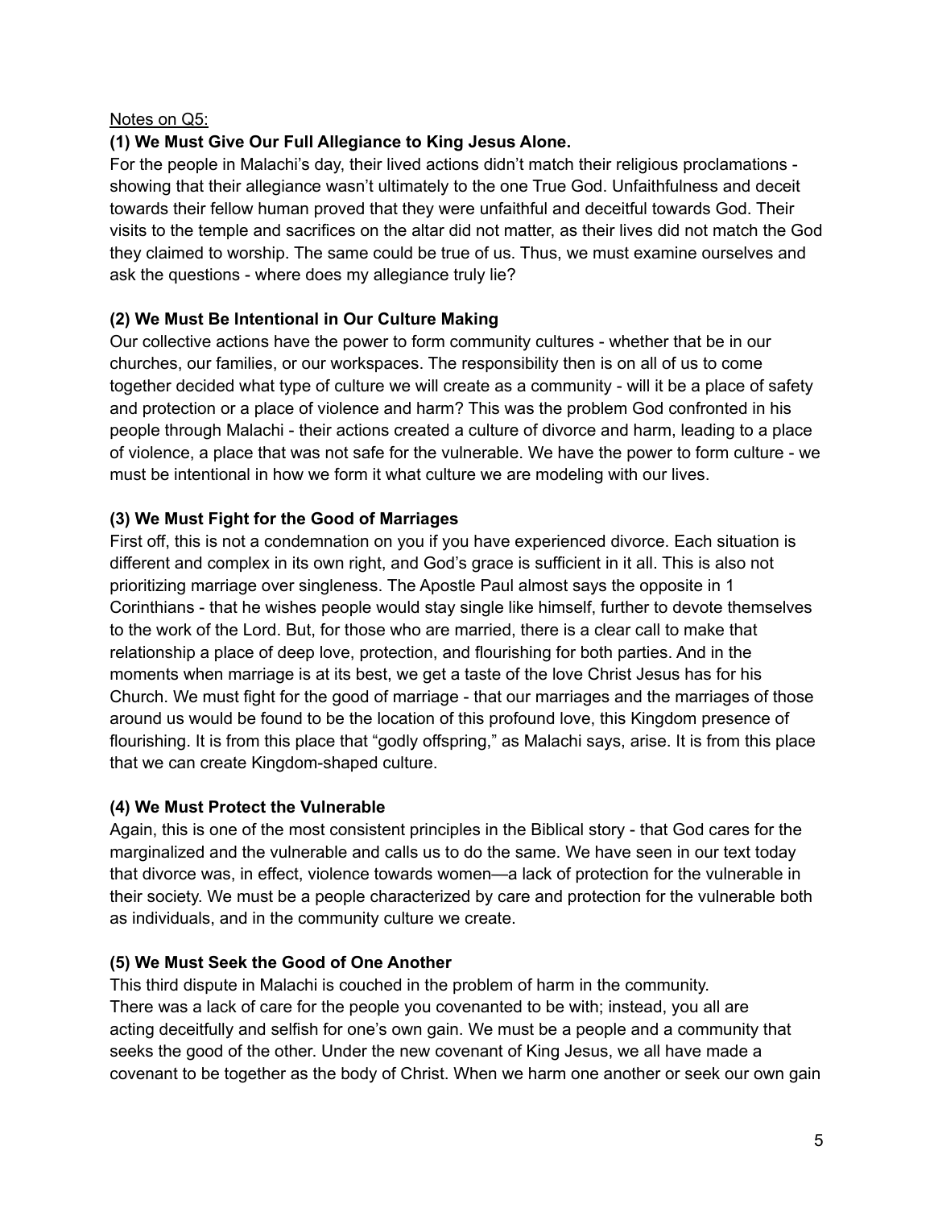Notes on Q5:

**(1) We Must Give Our Full Allegiance to King Jesus Alone.**

For the people in Malachi's day, their lived actions didn't match their religious proclamations - showing that their allegiance wasn't ultimately to the one True God. Unfaithfulness and deceit towards their fellow human proved that they were unfaithful and deceitful towards God. Their visits to the temple and sacrifices on the altar did not matter, as their lives did not match the God they claimed to worship. The same could be true of us. Thus, we must examine ourselves and ask the questions - where does my allegiance truly lie?

**(2) We Must Be Intentional in Our Culture Making**

Our collective actions have the power to form community cultures - whether that be in our churches, our families, or our workspaces. The responsibility then is on all of us to come together decided what type of culture we will create as a community - will it be a place of safety and protection or a place of violence and harm? This was the problem God confronted in his people through Malachi - their actions created a culture of divorce and harm, leading to a place of violence, a place that was not safe for the vulnerable. We have the power to form culture - we must be intentional in how we form it what culture we are modeling with our lives.

**(3) We Must Fight for the Good of Marriages**

First off, this is not a condemnation on you if you have experienced divorce. Each situation is different and complex in its own right, and God's grace is sufficient in it all. This is also not prioritizing marriage over singleness. The Apostle Paul almost says the opposite in 1 Corinthians - that he wishes people would stay single like himself, further to devote themselves to the work of the Lord. But, for those who are married, there is a clear call to make that relationship a place of deep love, protection, and flourishing for both parties. And in the moments when marriage is at its best, we get a taste of the love Christ Jesus has for his Church. We must fight for the good of marriage - that our marriages and the marriages of those around us would be found to be the location of this profound love, this Kingdom presence of flourishing. It is from this place that "godly offspring," as Malachi says, arise. It is from this place that we can create Kingdom-shaped culture.

**(4) We Must Protect the Vulnerable**

Again, this is one of the most consistent principles in the Biblical story - that God cares for the marginalized and the vulnerable and calls us to do the same. We have seen in our text today that divorce was, in effect, violence towards women—a lack of protection for the vulnerable in their society. We must be a people characterized by care and protection for the vulnerable both as individuals, and in the community culture we create.

**(5) We Must Seek the Good of One Another**

This third dispute in Malachi is couched in the problem of harm in the community. There was a lack of care for the people you covenanted to be with; instead, you all are acting deceitfully and selfish for one's own gain. We must be a people and a community that seeks the good of the other. Under the new covenant of King Jesus, we all have made a covenant to be together as the body of Christ. When we harm one another or seek our own gain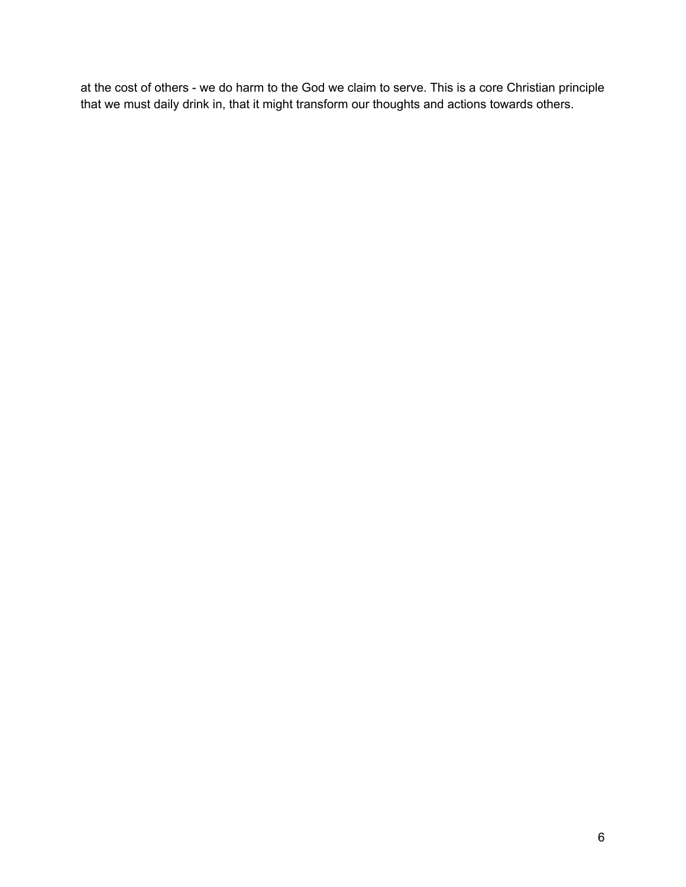at the cost of others - we do harm to the God we claim to serve. This is a core Christian principle that we must daily drink in, that it might transform our thoughts and actions towards others.